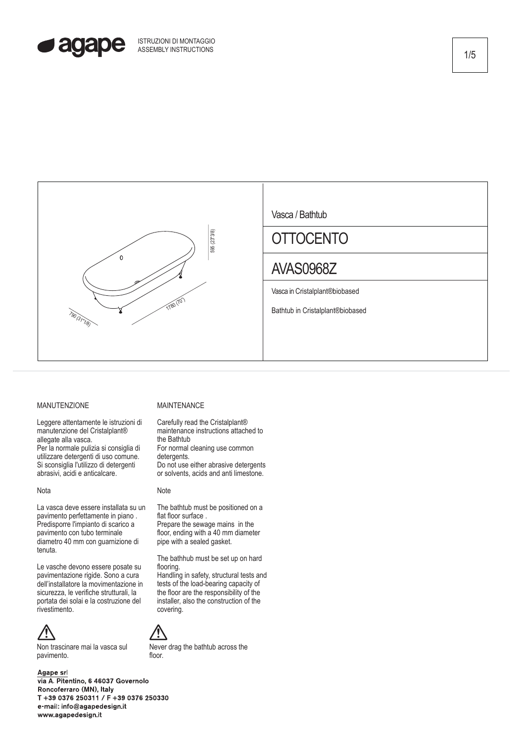ISTRUZIONI DI MONTAGGIO
ASSEMBLY INSTRUCTIONS

595 (23"3/8)

1780 (70")

790 (31"1/8)

Vasca / Bathtub

# OTTOCENTO

## AVAS0968Z

Vasca in Cristalplant®biobased

Bathtub in Cristalplant®biobased

MANUTENZIONE

Leggere attentamente le istruzioni di manutenzione del Cristalplant® allegate alla vasca.
Per la normale pulizia si consiglia di utilizzare detergenti di uso comune.
Si sconsiglia l'utilizzo di detergenti abrasivi, acidi e anticalcare.

Nota

La vasca deve essere installata su un pavimento perfettamente in piano .
Predisporre l'impianto di scarico a pavimento con tubo terminale diametro 40 mm con guarnizione di tenuta.

Le vasche devono essere posate su pavimentazione rigide. Sono a cura dell'installatore la movimentazione in sicurezza, le verifiche strutturali, la portata dei solai e la costruzione del rivestimento.

⚠

Non trascinare mai la vasca sul pavimento.

MAINTENANCE

Carefully read the Cristalplant® maintenance instructions attached to the Bathtub
For normal cleaning use common detergents.
Do not use either abrasive detergents or solvents, acids and anti limestone.

Note

The bathtub must be positioned on a flat floor surface .
Prepare the sewage mains in the floor, ending with a 40 mm diameter pipe with a sealed gasket.

The bathhub must be set up on hard flooring.
Handling in safety, structural tests and tests of the load-bearing capacity of the floor are the responsibility of the installer, also the construction of the covering.

⚠

Never drag the bathtub across the floor.

Agape srl
via A. Pitentino, 6 46037 Governolo
Roncoferraro (MN), Italy
T +39 0376 250311 / F +39 0376 250330
e-mail: info@agapedesign.it
www.agapedesign.it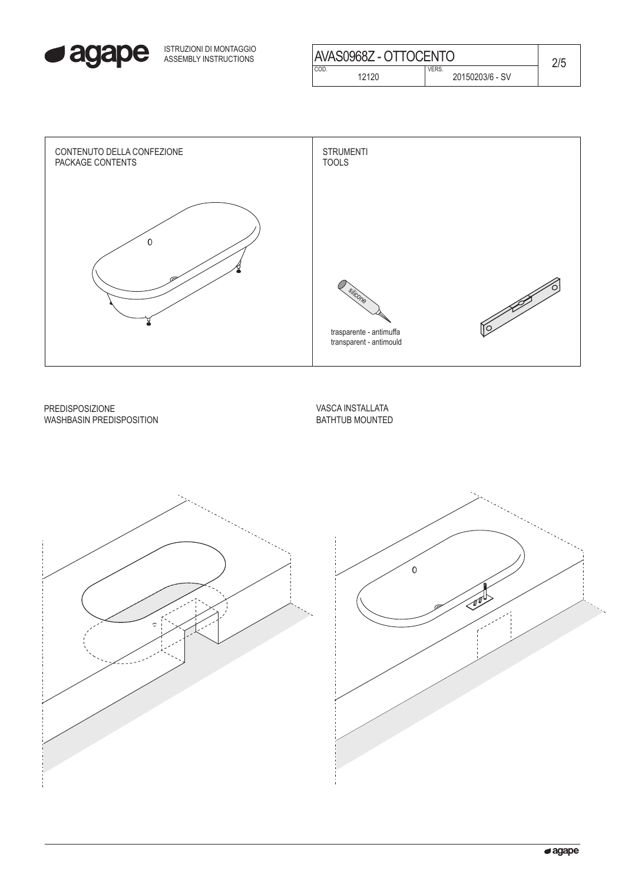ISTRUZIONI DI MONTAGGIO
ASSEMBLY INSTRUCTIONS

| AVAS0968Z - OTTOCENTO | |
|---|---|
| COD. 12120 | VERS. 20150203/6 - SV |

## CONTENUTO DELLA CONFEZIONE
## PACKAGE CONTENTS

## STRUMENTI
## TOOLS

silicone

trasparente - antimuffa
transparent - antimould

## PREDISPOSIZIONE
## WASHBASIN PREDISPOSITION

## VASCA INSTALLATA
## BATHTUB MOUNTED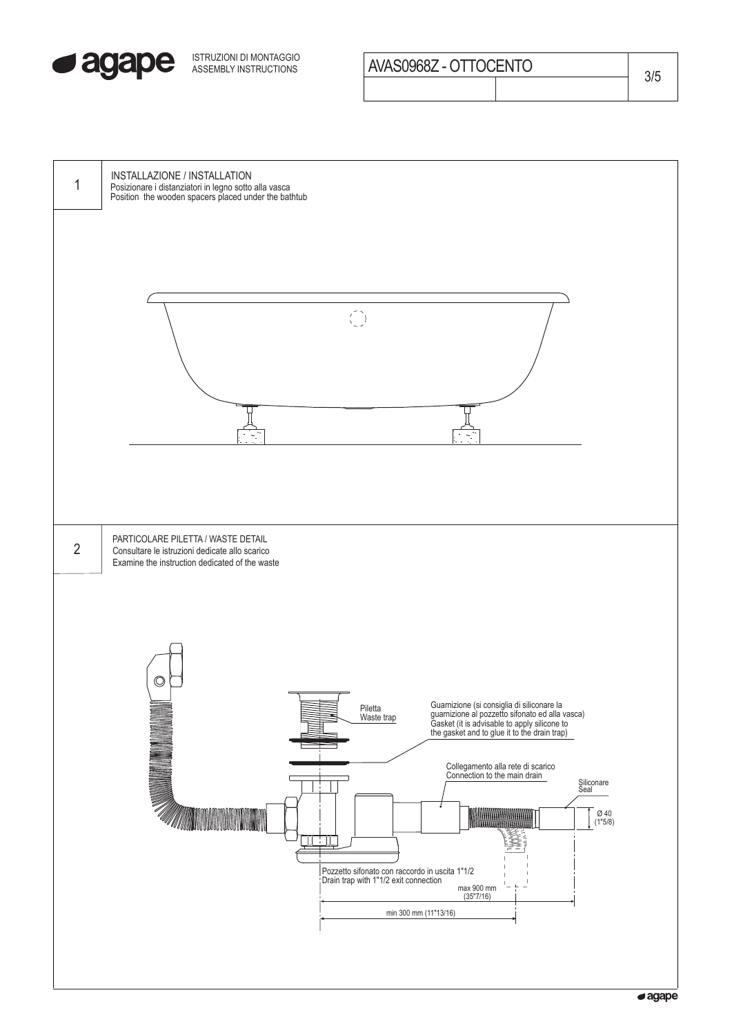ISTRUZIONI DI MONTAGGIO
ASSEMBLY INSTRUCTIONS

AVAS0968Z - OTTOCENTO

## 1 INSTALLAZIONE / INSTALLATION

Posizionare i distanziatori in legno sotto alla vasca
Position the wooden spacers placed under the bathtub

## 2 PARTICOLARE PILETTA / WASTE DETAIL

Consultare le istruzioni dedicate allo scarico
Examine the instruction dedicated of the waste

Piletta
Waste trap

Guarnizione (si consiglia di siliconare la guarnizione al pozzetto sifonato ed alla vasca)
Gasket (it is advisable to apply silicone to the gasket and to glue it to the drain trap)

Collegamento alla rete di scarico
Connection to the main drain

Siliconare
Seal

Ø 40
(1"5/8)

Pozzetto sifonato con raccordo in uscita 1"1/2
Drain trap with 1"1/2 exit connection

max 900 mm
(35"7/16)

min 300 mm (11"13/16)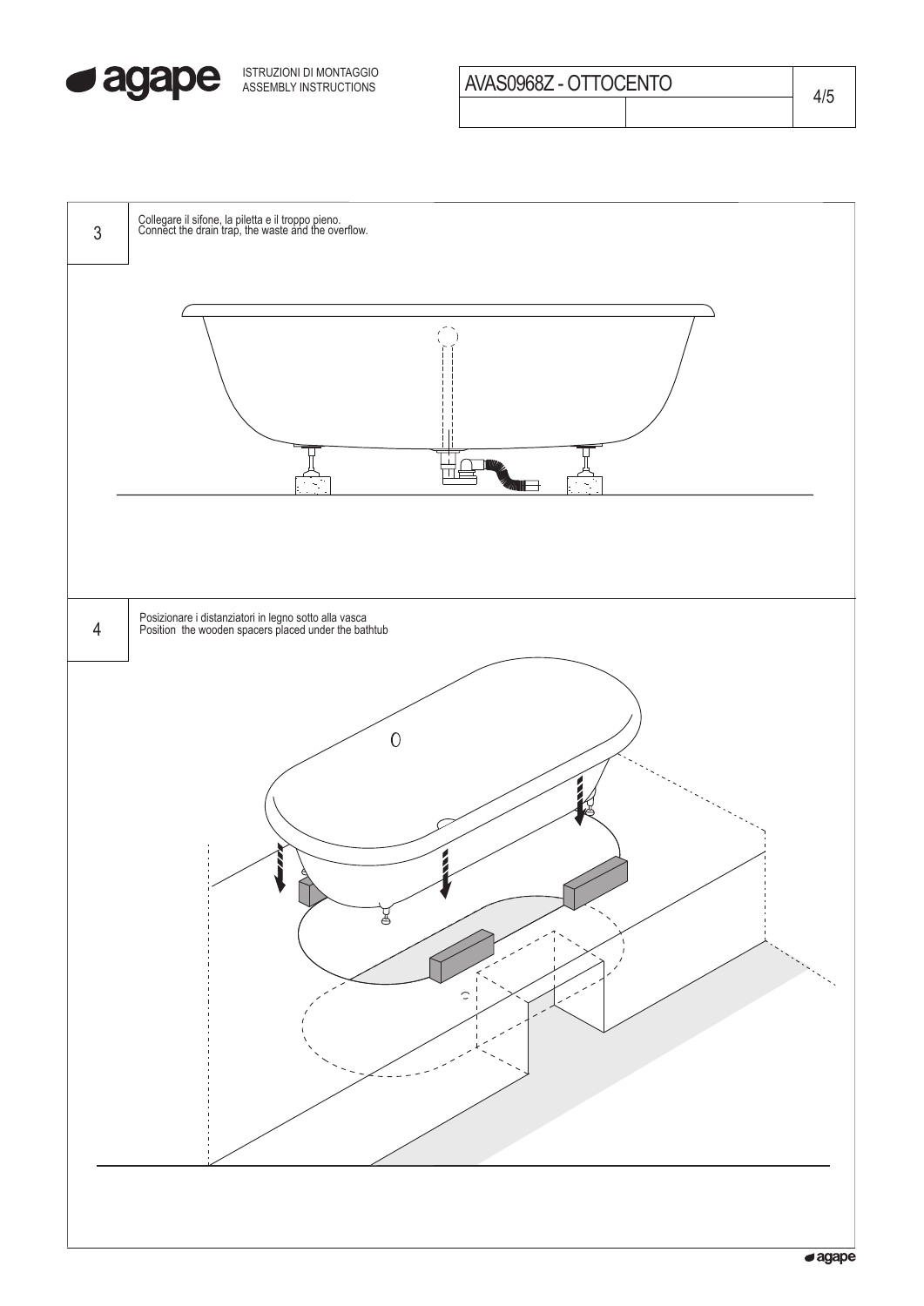AVAS0968Z - OTTOCENTO

| 3 | Collegare il sifone, la piletta e il troppo pieno.<br>Connect the drain trap, the waste and the overflow. |
|---|---|

| 4 | Posizionare i distanziatori in legno sotto alla vasca<br>Position the wooden spacers placed under the bathtub |
|---|---|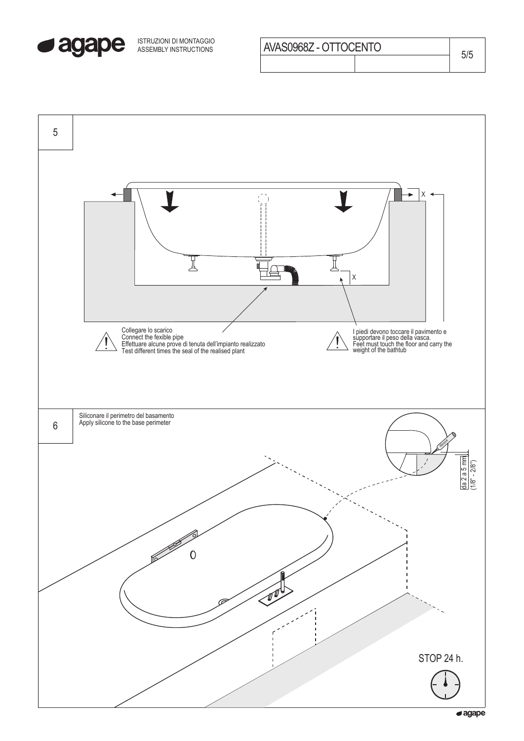## 5

X

X

Collegare lo scarico
Connect the fexible pipe
Effettuare alcune prove di tenuta dell'impianto realizzato
Test different times the seal of the realised plant

I piedi devono toccare il pavimento e supportare il peso della vasca.
Feet must touch the floor and carry the weight of the bathtub

## 6

Siliconare il perimetro del basamento
Apply silicone to the base perimeter

da 2 a 5 mm
(1/8" - 2/8")

STOP 24 h.